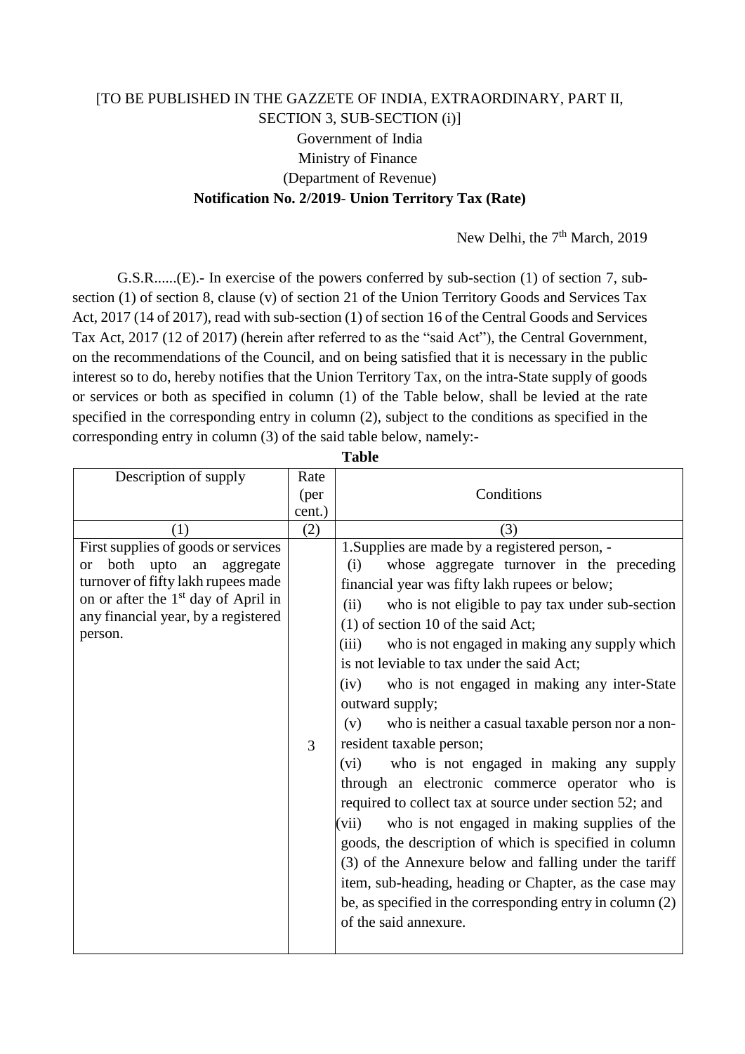[TO BE PUBLISHED IN THE GAZZETE OF INDIA, EXTRAORDINARY, PART II, SECTION 3, SUB-SECTION (i)]

Government of India

Ministry of Finance

(Department of Revenue)

**Notification No. 2/2019- Union Territory Tax (Rate)**

New Delhi, the 7th March, 2019

G.S.R......(E).- In exercise of the powers conferred by sub-section (1) of section 7, sub-section (1) of section 8, clause (v) of section 21 of the Union Territory Goods and Services Tax Act, 2017 (14 of 2017), read with sub-section (1) of section 16 of the Central Goods and Services Tax Act, 2017 (12 of 2017) (herein after referred to as the "said Act"), the Central Government, on the recommendations of the Council, and on being satisfied that it is necessary in the public interest so to do, hereby notifies that the Union Territory Tax, on the intra-State supply of goods or services or both as specified in column (1) of the Table below, shall be levied at the rate specified in the corresponding entry in column (2), subject to the conditions as specified in the corresponding entry in column (3) of the said table below, namely:-

**Table**

| Description of supply | Rate (per cent.) | Conditions |
|---|---|---|
| (1) | (2) | (3) |
| First supplies of goods or services or both upto an aggregate turnover of fifty lakh rupees made on or after the 1st day of April in any financial year, by a registered person. | 3 | 1.Supplies are made by a registered person, - (i) whose aggregate turnover in the preceding financial year was fifty lakh rupees or below; (ii) who is not eligible to pay tax under sub-section (1) of section 10 of the said Act; (iii) who is not engaged in making any supply which is not leviable to tax under the said Act; (iv) who is not engaged in making any inter-State outward supply; (v) who is neither a casual taxable person nor a non-resident taxable person; (vi) who is not engaged in making any supply through an electronic commerce operator who is required to collect tax at source under section 52; and (vii) who is not engaged in making supplies of the goods, the description of which is specified in column (3) of the Annexure below and falling under the tariff item, sub-heading, heading or Chapter, as the case may be, as specified in the corresponding entry in column (2) of the said annexure. |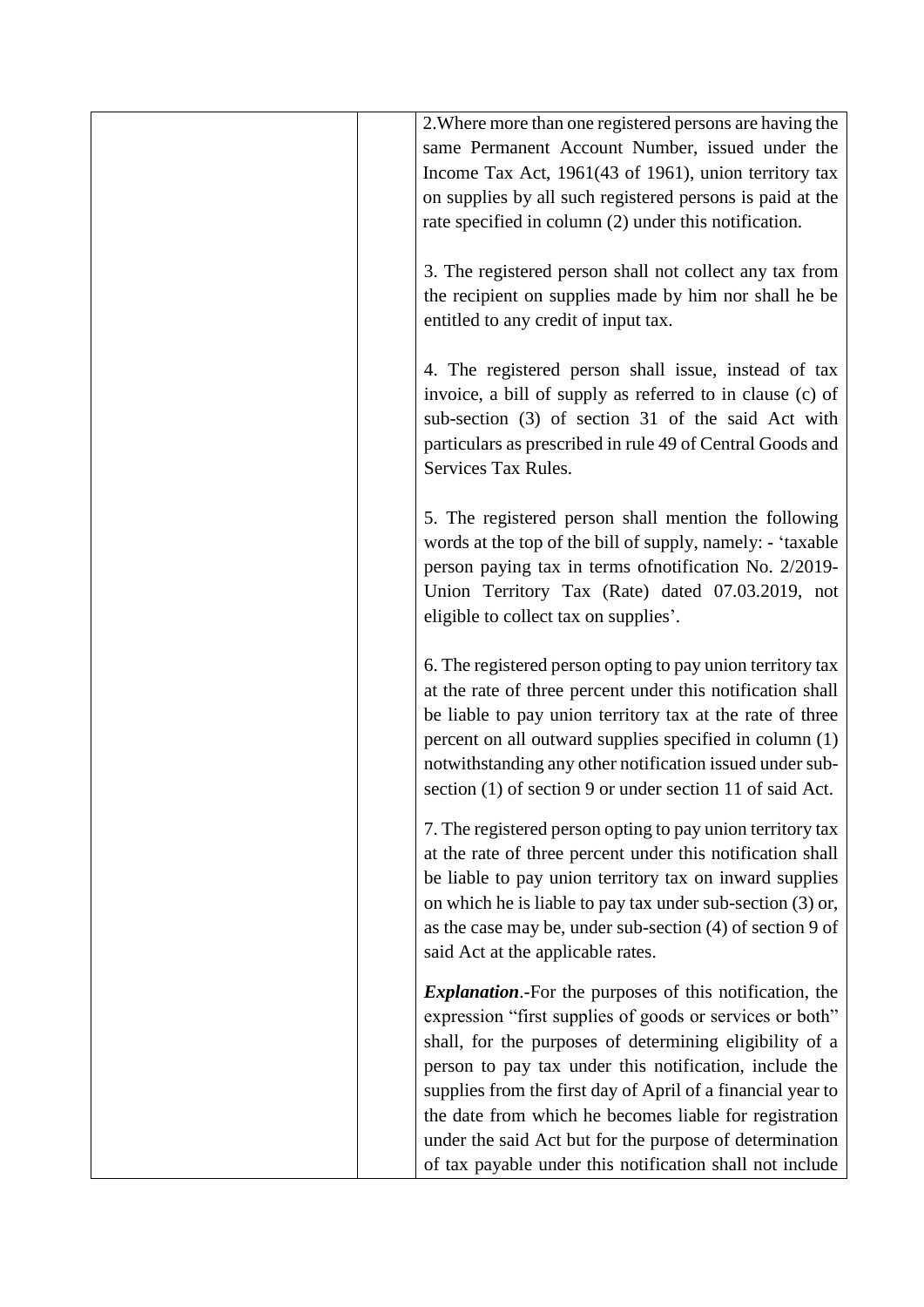| | | |
|---|---|---|
| | | 2.Where more than one registered persons are having the same Permanent Account Number, issued under the Income Tax Act, 1961(43 of 1961), union territory tax on supplies by all such registered persons is paid at the rate specified in column (2) under this notification.<br><br>3. The registered person shall not collect any tax from the recipient on supplies made by him nor shall he be entitled to any credit of input tax.<br><br>4. The registered person shall issue, instead of tax invoice, a bill of supply as referred to in clause (c) of sub-section (3) of section 31 of the said Act with particulars as prescribed in rule 49 of Central Goods and Services Tax Rules.<br><br>5. The registered person shall mention the following words at the top of the bill of supply, namely: - 'taxable person paying tax in terms ofnotification No. 2/2019-Union Territory Tax (Rate) dated 07.03.2019, not eligible to collect tax on supplies'.<br><br>6. The registered person opting to pay union territory tax at the rate of three percent under this notification shall be liable to pay union territory tax at the rate of three percent on all outward supplies specified in column (1) notwithstanding any other notification issued under sub-section (1) of section 9 or under section 11 of said Act.<br><br>7. The registered person opting to pay union territory tax at the rate of three percent under this notification shall be liable to pay union territory tax on inward supplies on which he is liable to pay tax under sub-section (3) or, as the case may be, under sub-section (4) of section 9 of said Act at the applicable rates.<br><br>***Explanation***.-For the purposes of this notification, the expression "first supplies of goods or services or both" shall, for the purposes of determining eligibility of a person to pay tax under this notification, include the supplies from the first day of April of a financial year to the date from which he becomes liable for registration under the said Act but for the purpose of determination of tax payable under this notification shall not include |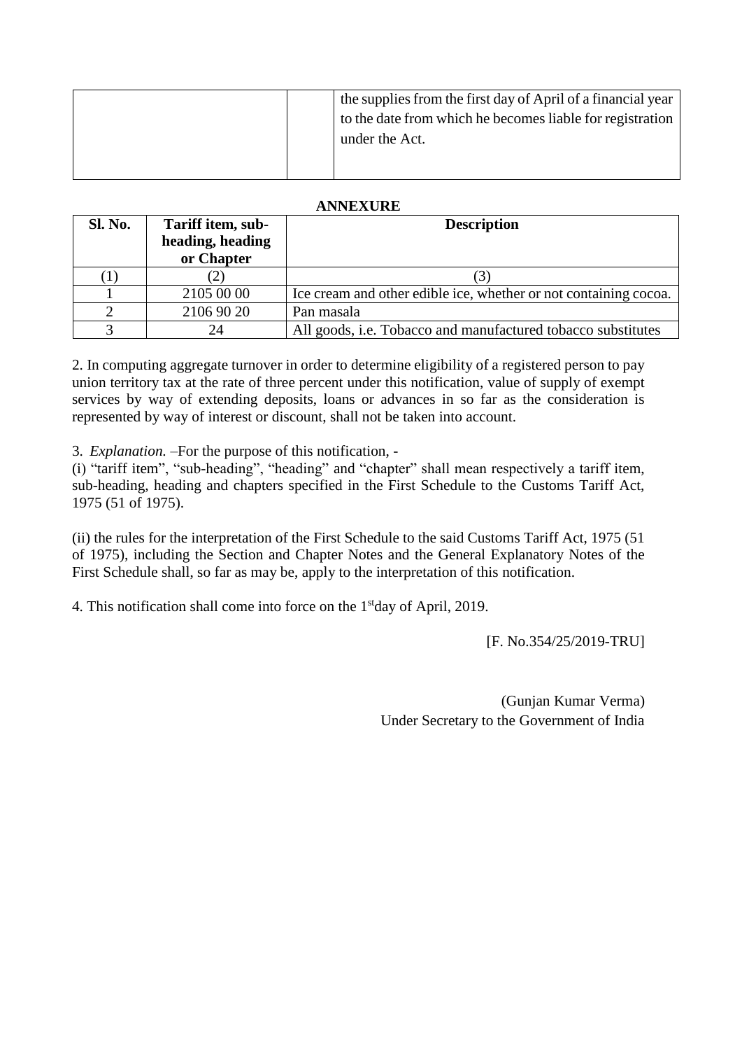| | | |
|---|---|---|
| | | the supplies from the first day of April of a financial year to the date from which he becomes liable for registration under the Act. |

**ANNEXURE**

| Sl. No. | Tariff item, sub-heading, heading or Chapter | Description |
|---|---|---|
| (1) | (2) | (3) |
| 1 | 2105 00 00 | Ice cream and other edible ice, whether or not containing cocoa. |
| 2 | 2106 90 20 | Pan masala |
| 3 | 24 | All goods, i.e. Tobacco and manufactured tobacco substitutes |

2. In computing aggregate turnover in order to determine eligibility of a registered person to pay union territory tax at the rate of three percent under this notification, value of supply of exempt services by way of extending deposits, loans or advances in so far as the consideration is represented by way of interest or discount, shall not be taken into account.

3. *Explanation.* –For the purpose of this notification, -

(i) "tariff item", "sub-heading", "heading" and "chapter" shall mean respectively a tariff item, sub-heading, heading and chapters specified in the First Schedule to the Customs Tariff Act, 1975 (51 of 1975).

(ii) the rules for the interpretation of the First Schedule to the said Customs Tariff Act, 1975 (51 of 1975), including the Section and Chapter Notes and the General Explanatory Notes of the First Schedule shall, so far as may be, apply to the interpretation of this notification.

4. This notification shall come into force on the 1st day of April, 2019.

[F. No.354/25/2019-TRU]

(Gunjan Kumar Verma)
Under Secretary to the Government of India